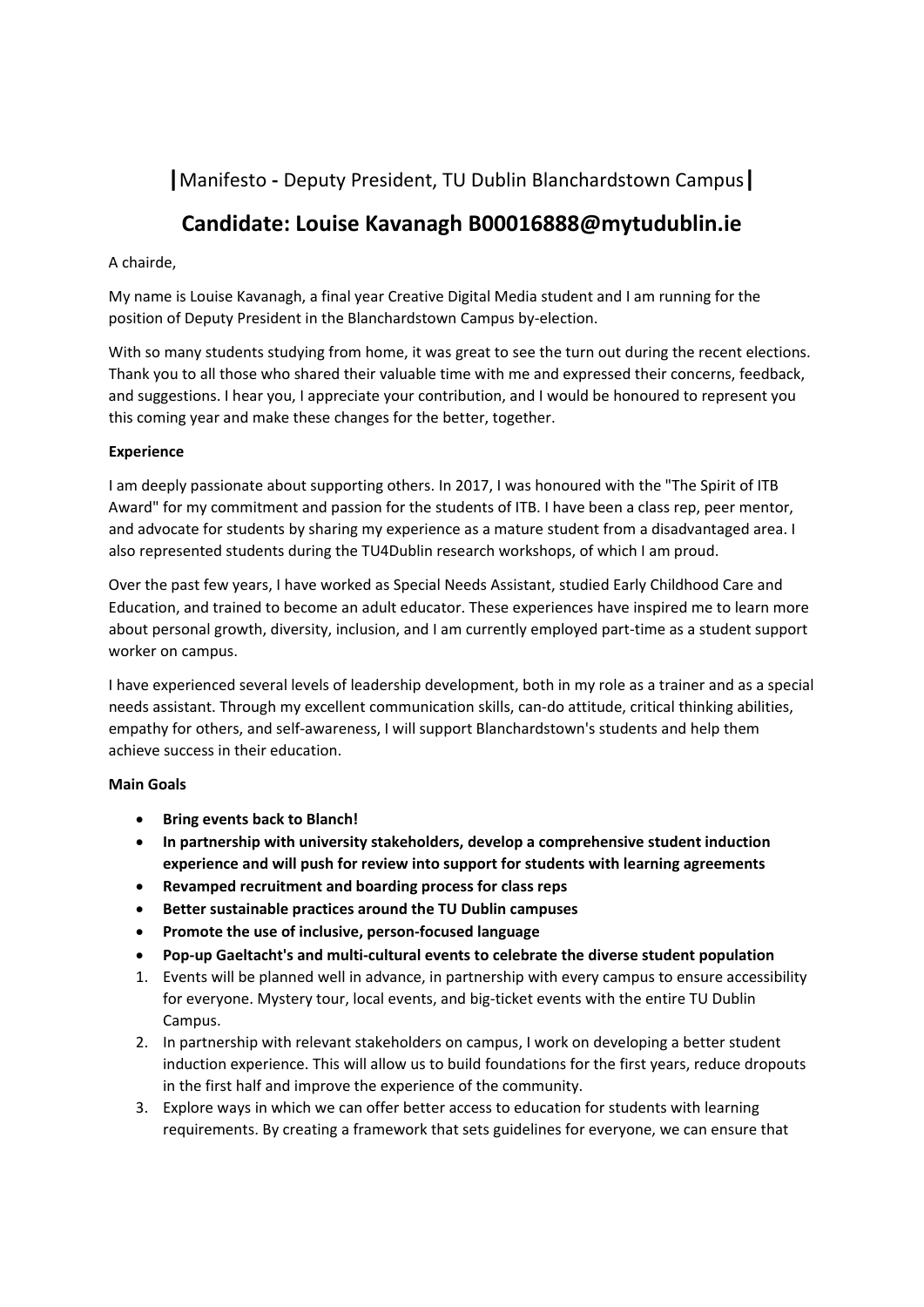# |Manifesto - Deputy President, TU Dublin Blanchardstown Campus|

## Candidate: Louise Kavanagh B00016888@mytudublin.ie

A chairde,

My name is Louise Kavanagh, a final year Creative Digital Media student and I am running for the position of Deputy President in the Blanchardstown Campus by-election.

With so many students studying from home, it was great to see the turn out during the recent elections. Thank you to all those who shared their valuable time with me and expressed their concerns, feedback, and suggestions. I hear you, I appreciate your contribution, and I would be honoured to represent you this coming year and make these changes for the better, together.

**Experience**

I am deeply passionate about supporting others. In 2017, I was honoured with the "The Spirit of ITB Award" for my commitment and passion for the students of ITB. I have been a class rep, peer mentor, and advocate for students by sharing my experience as a mature student from a disadvantaged area. I also represented students during the TU4Dublin research workshops, of which I am proud.

Over the past few years, I have worked as Special Needs Assistant, studied Early Childhood Care and Education, and trained to become an adult educator. These experiences have inspired me to learn more about personal growth, diversity, inclusion, and I am currently employed part-time as a student support worker on campus.

I have experienced several levels of leadership development, both in my role as a trainer and as a special needs assistant. Through my excellent communication skills, can-do attitude, critical thinking abilities, empathy for others, and self-awareness, I will support Blanchardstown's students and help them achieve success in their education.

**Main Goals**

- **Bring events back to Blanch!**
- **In partnership with university stakeholders, develop a comprehensive student induction experience and will push for review into support for students with learning agreements**
- **Revamped recruitment and boarding process for class reps**
- **Better sustainable practices around the TU Dublin campuses**
- **Promote the use of inclusive, person-focused language**
- **Pop-up Gaeltacht's and multi-cultural events to celebrate the diverse student population**

1. Events will be planned well in advance, in partnership with every campus to ensure accessibility for everyone. Mystery tour, local events, and big-ticket events with the entire TU Dublin Campus.
2. In partnership with relevant stakeholders on campus, I work on developing a better student induction experience. This will allow us to build foundations for the first years, reduce dropouts in the first half and improve the experience of the community.
3. Explore ways in which we can offer better access to education for students with learning requirements. By creating a framework that sets guidelines for everyone, we can ensure that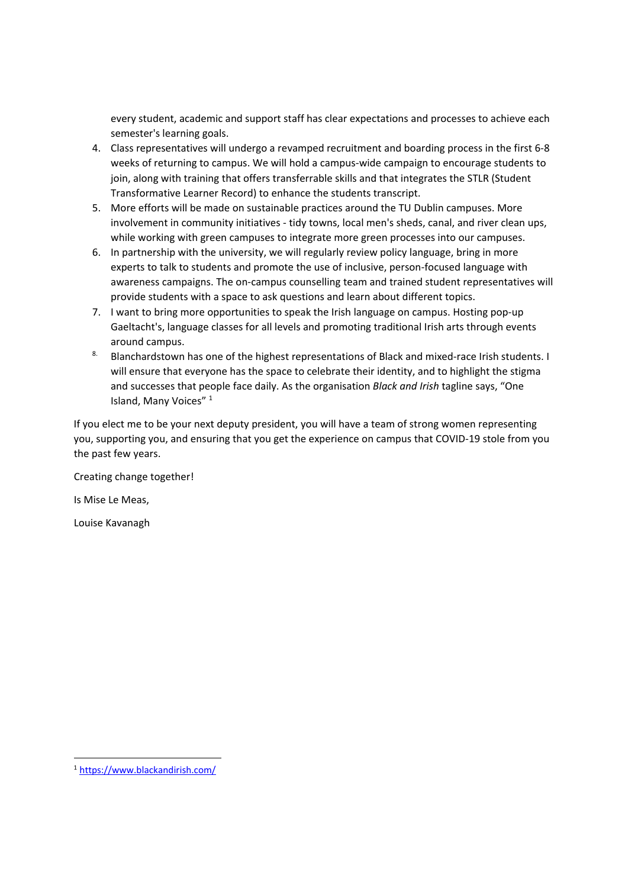every student, academic and support staff has clear expectations and processes to achieve each semester's learning goals.

4. Class representatives will undergo a revamped recruitment and boarding process in the first 6-8 weeks of returning to campus. We will hold a campus-wide campaign to encourage students to join, along with training that offers transferrable skills and that integrates the STLR (Student Transformative Learner Record) to enhance the students transcript.
5. More efforts will be made on sustainable practices around the TU Dublin campuses. More involvement in community initiatives - tidy towns, local men's sheds, canal, and river clean ups, while working with green campuses to integrate more green processes into our campuses.
6. In partnership with the university, we will regularly review policy language, bring in more experts to talk to students and promote the use of inclusive, person-focused language with awareness campaigns. The on-campus counselling team and trained student representatives will provide students with a space to ask questions and learn about different topics.
7. I want to bring more opportunities to speak the Irish language on campus. Hosting pop-up Gaeltacht's, language classes for all levels and promoting traditional Irish arts through events around campus.
8. Blanchardstown has one of the highest representations of Black and mixed-race Irish students. I will ensure that everyone has the space to celebrate their identity, and to highlight the stigma and successes that people face daily. As the organisation *Black and Irish* tagline says, “One Island, Many Voices” [1]

If you elect me to be your next deputy president, you will have a team of strong women representing you, supporting you, and ensuring that you get the experience on campus that COVID-19 stole from you the past few years.

Creating change together!

Is Mise Le Meas,

Louise Kavanagh

---

[1] https://www.blackandirish.com/